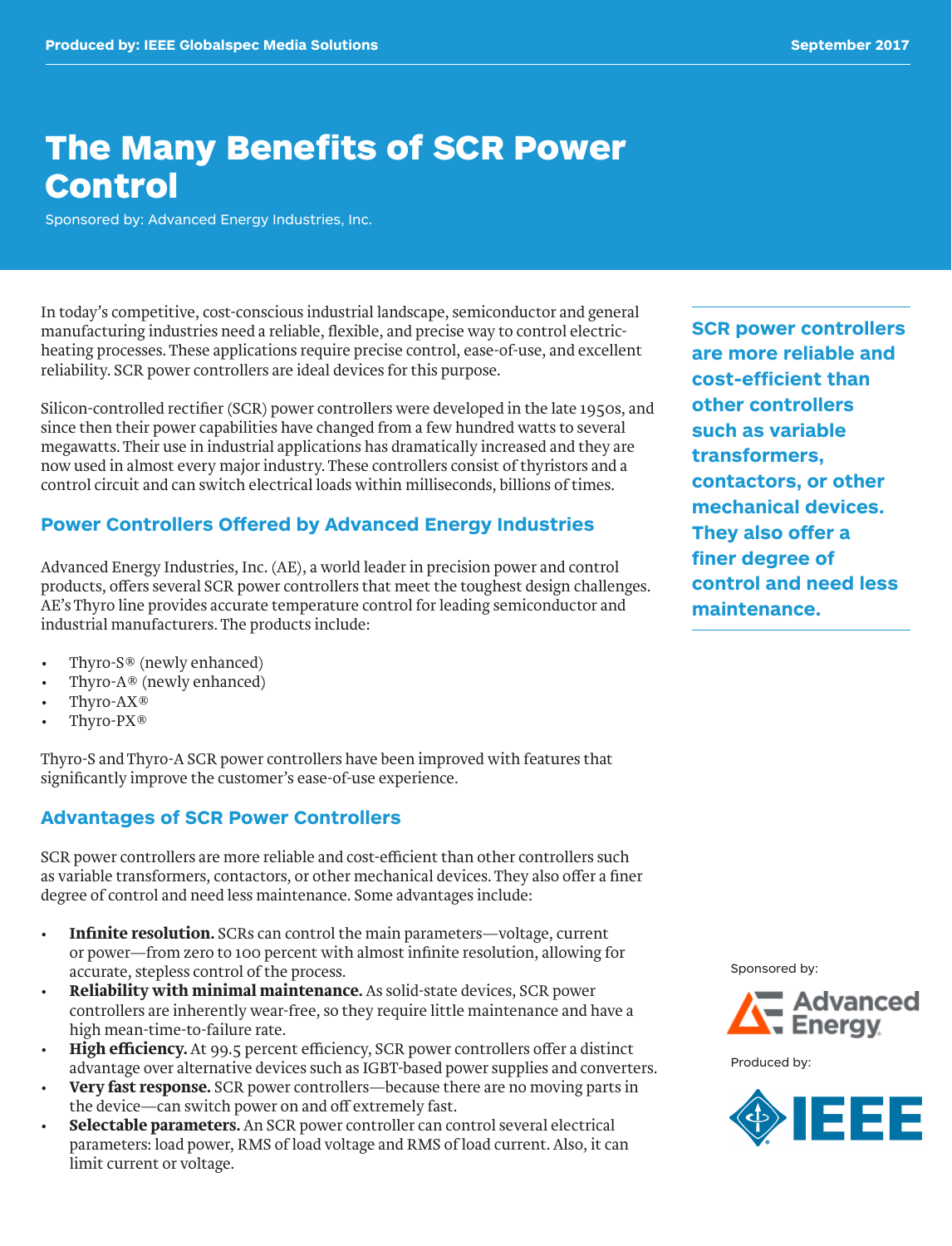Produced by: IEEE Globalspec Media Solutions

September 2017

# The Many Benefits of SCR Power Control

Sponsored by: Advanced Energy Industries, Inc.

In today's competitive, cost-conscious industrial landscape, semiconductor and general manufacturing industries need a reliable, flexible, and precise way to control electric-heating processes. These applications require precise control, ease-of-use, and excellent reliability. SCR power controllers are ideal devices for this purpose.

Silicon-controlled rectifier (SCR) power controllers were developed in the late 1950s, and since then their power capabilities have changed from a few hundred watts to several megawatts. Their use in industrial applications has dramatically increased and they are now used in almost every major industry. These controllers consist of thyristors and a control circuit and can switch electrical loads within milliseconds, billions of times.

**SCR power controllers are more reliable and cost-efficient than other controllers such as variable transformers, contactors, or other mechanical devices. They also offer a finer degree of control and need less maintenance.**

## Power Controllers Offered by Advanced Energy Industries

Advanced Energy Industries, Inc. (AE), a world leader in precision power and control products, offers several SCR power controllers that meet the toughest design challenges. AE's Thyro line provides accurate temperature control for leading semiconductor and industrial manufacturers. The products include:

- Thyro-S® (newly enhanced)
- Thyro-A® (newly enhanced)
- Thyro-AX®
- Thyro-PX®

Thyro-S and Thyro-A SCR power controllers have been improved with features that significantly improve the customer's ease-of-use experience.

## Advantages of SCR Power Controllers

SCR power controllers are more reliable and cost-efficient than other controllers such as variable transformers, contactors, or other mechanical devices. They also offer a finer degree of control and need less maintenance. Some advantages include:

- **Infinite resolution.** SCRs can control the main parameters—voltage, current or power—from zero to 100 percent with almost infinite resolution, allowing for accurate, stepless control of the process.
- **Reliability with minimal maintenance.** As solid-state devices, SCR power controllers are inherently wear-free, so they require little maintenance and have a high mean-time-to-failure rate.
- **High efficiency.** At 99.5 percent efficiency, SCR power controllers offer a distinct advantage over alternative devices such as IGBT-based power supplies and converters.
- **Very fast response.** SCR power controllers—because there are no moving parts in the device—can switch power on and off extremely fast.
- **Selectable parameters.** An SCR power controller can control several electrical parameters: load power, RMS of load voltage and RMS of load current. Also, it can limit current or voltage.

Sponsored by: Advanced Energy

Produced by: IEEE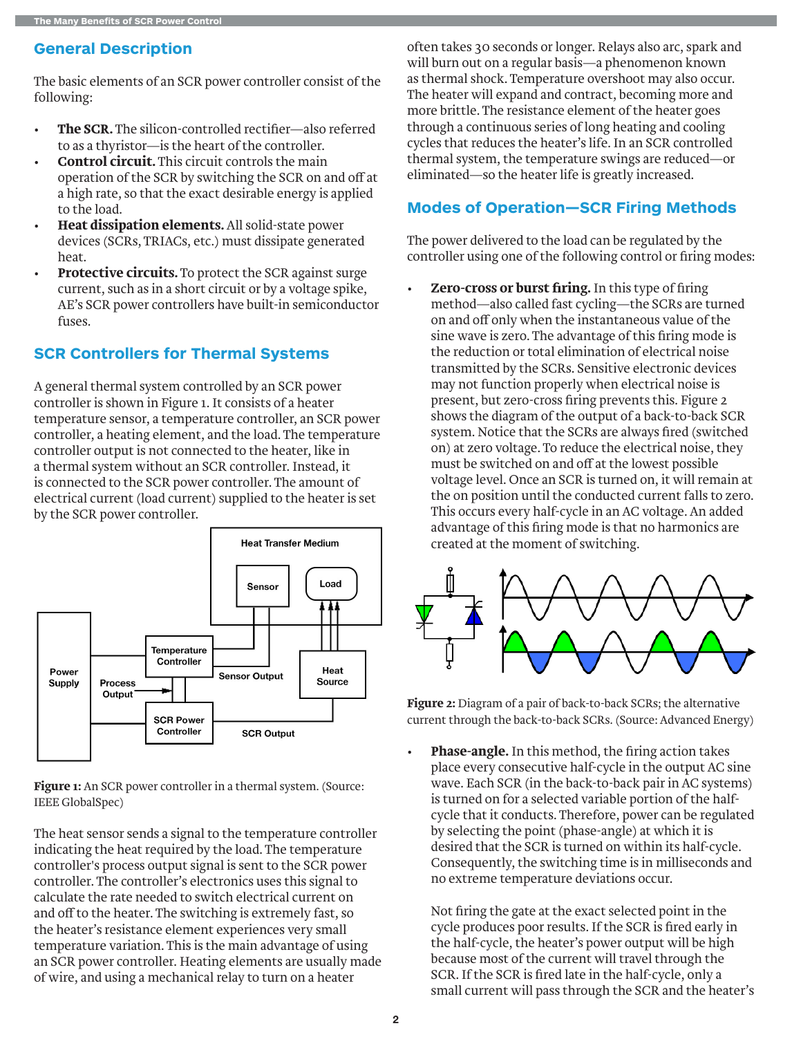## General Description

The basic elements of an SCR power controller consist of the following:

- **The SCR.** The silicon-controlled rectifier—also referred to as a thyristor—is the heart of the controller.
- **Control circuit.** This circuit controls the main operation of the SCR by switching the SCR on and off at a high rate, so that the exact desirable energy is applied to the load.
- **Heat dissipation elements.** All solid-state power devices (SCRs, TRIACs, etc.) must dissipate generated heat.
- **Protective circuits.** To protect the SCR against surge current, such as in a short circuit or by a voltage spike, AE's SCR power controllers have built-in semiconductor fuses.

## SCR Controllers for Thermal Systems

A general thermal system controlled by an SCR power controller is shown in Figure 1. It consists of a heater temperature sensor, a temperature controller, an SCR power controller, a heating element, and the load. The temperature controller output is not connected to the heater, like in a thermal system without an SCR controller. Instead, it is connected to the SCR power controller. The amount of electrical current (load current) supplied to the heater is set by the SCR power controller.

**Figure 1:** An SCR power controller in a thermal system. (Source: IEEE GlobalSpec)

The heat sensor sends a signal to the temperature controller indicating the heat required by the load. The temperature controller's process output signal is sent to the SCR power controller. The controller's electronics uses this signal to calculate the rate needed to switch electrical current on and off to the heater. The switching is extremely fast, so the heater's resistance element experiences very small temperature variation. This is the main advantage of using an SCR power controller. Heating elements are usually made of wire, and using a mechanical relay to turn on a heater often takes 30 seconds or longer. Relays also arc, spark and will burn out on a regular basis—a phenomenon known as thermal shock. Temperature overshoot may also occur. The heater will expand and contract, becoming more and more brittle. The resistance element of the heater goes through a continuous series of long heating and cooling cycles that reduces the heater's life. In an SCR controlled thermal system, the temperature swings are reduced—or eliminated—so the heater life is greatly increased.

## Modes of Operation—SCR Firing Methods

The power delivered to the load can be regulated by the controller using one of the following control or firing modes:

- **Zero-cross or burst firing.** In this type of firing method—also called fast cycling—the SCRs are turned on and off only when the instantaneous value of the sine wave is zero. The advantage of this firing mode is the reduction or total elimination of electrical noise transmitted by the SCRs. Sensitive electronic devices may not function properly when electrical noise is present, but zero-cross firing prevents this. Figure 2 shows the diagram of the output of a back-to-back SCR system. Notice that the SCRs are always fired (switched on) at zero voltage. To reduce the electrical noise, they must be switched on and off at the lowest possible voltage level. Once an SCR is turned on, it will remain at the on position until the conducted current falls to zero. This occurs every half-cycle in an AC voltage. An added advantage of this firing mode is that no harmonics are created at the moment of switching.

**Figure 2:** Diagram of a pair of back-to-back SCRs; the alternative current through the back-to-back SCRs. (Source: Advanced Energy)

- **Phase-angle.** In this method, the firing action takes place every consecutive half-cycle in the output AC sine wave. Each SCR (in the back-to-back pair in AC systems) is turned on for a selected variable portion of the half-cycle that it conducts. Therefore, power can be regulated by selecting the point (phase-angle) at which it is desired that the SCR is turned on within its half-cycle. Consequently, the switching time is in milliseconds and no extreme temperature deviations occur.

  Not firing the gate at the exact selected point in the cycle produces poor results. If the SCR is fired early in the half-cycle, the heater's power output will be high because most of the current will travel through the SCR. If the SCR is fired late in the half-cycle, only a small current will pass through the SCR and the heater's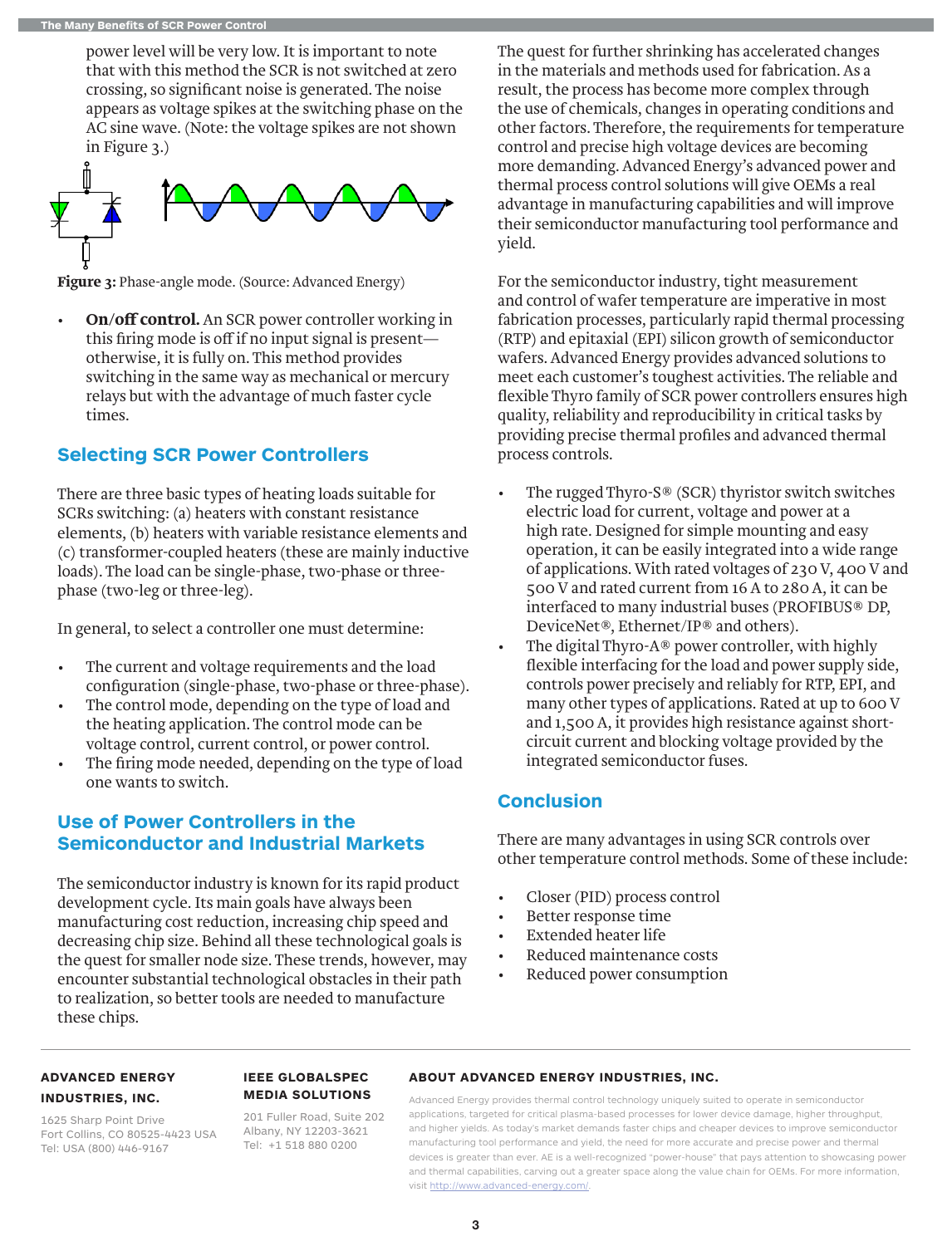power level will be very low. It is important to note that with this method the SCR is not switched at zero crossing, so significant noise is generated. The noise appears as voltage spikes at the switching phase on the AC sine wave. (Note: the voltage spikes are not shown in Figure 3.)

**Figure 3:** Phase-angle mode. (Source: Advanced Energy)

- **On/off control.** An SCR power controller working in this firing mode is off if no input signal is present—otherwise, it is fully on. This method provides switching in the same way as mechanical or mercury relays but with the advantage of much faster cycle times.

## Selecting SCR Power Controllers

There are three basic types of heating loads suitable for SCRs switching: (a) heaters with constant resistance elements, (b) heaters with variable resistance elements and (c) transformer-coupled heaters (these are mainly inductive loads). The load can be single-phase, two-phase or three-phase (two-leg or three-leg).

In general, to select a controller one must determine:

- The current and voltage requirements and the load configuration (single-phase, two-phase or three-phase).
- The control mode, depending on the type of load and the heating application. The control mode can be voltage control, current control, or power control.
- The firing mode needed, depending on the type of load one wants to switch.

## Use of Power Controllers in the Semiconductor and Industrial Markets

The semiconductor industry is known for its rapid product development cycle. Its main goals have always been manufacturing cost reduction, increasing chip speed and decreasing chip size. Behind all these technological goals is the quest for smaller node size. These trends, however, may encounter substantial technological obstacles in their path to realization, so better tools are needed to manufacture these chips.

The quest for further shrinking has accelerated changes in the materials and methods used for fabrication. As a result, the process has become more complex through the use of chemicals, changes in operating conditions and other factors. Therefore, the requirements for temperature control and precise high voltage devices are becoming more demanding. Advanced Energy's advanced power and thermal process control solutions will give OEMs a real advantage in manufacturing capabilities and will improve their semiconductor manufacturing tool performance and yield.

For the semiconductor industry, tight measurement and control of wafer temperature are imperative in most fabrication processes, particularly rapid thermal processing (RTP) and epitaxial (EPI) silicon growth of semiconductor wafers. Advanced Energy provides advanced solutions to meet each customer's toughest activities. The reliable and flexible Thyro family of SCR power controllers ensures high quality, reliability and reproducibility in critical tasks by providing precise thermal profiles and advanced thermal process controls.

- The rugged Thyro-S® (SCR) thyristor switch switches electric load for current, voltage and power at a high rate. Designed for simple mounting and easy operation, it can be easily integrated into a wide range of applications. With rated voltages of 230 V, 400 V and 500 V and rated current from 16 A to 280 A, it can be interfaced to many industrial buses (PROFIBUS® DP, DeviceNet®, Ethernet/IP® and others).
- The digital Thyro-A® power controller, with highly flexible interfacing for the load and power supply side, controls power precisely and reliably for RTP, EPI, and many other types of applications. Rated at up to 600 V and 1,500 A, it provides high resistance against short-circuit current and blocking voltage provided by the integrated semiconductor fuses.

## Conclusion

There are many advantages in using SCR controls over other temperature control methods. Some of these include:

- Closer (PID) process control
- Better response time
- Extended heater life
- Reduced maintenance costs
- Reduced power consumption

**ADVANCED ENERGY INDUSTRIES, INC.**

1625 Sharp Point Drive
Fort Collins, CO 80525-4423 USA
Tel: USA (800) 446-9167

**IEEE GLOBALSPEC MEDIA SOLUTIONS**

201 Fuller Road, Suite 202
Albany, NY 12203-3621
Tel: +1 518 880 0200

**ABOUT ADVANCED ENERGY INDUSTRIES, INC.**

Advanced Energy provides thermal control technology uniquely suited to operate in semiconductor applications, targeted for critical plasma-based processes for lower device damage, higher throughput, and higher yields. As today's market demands faster chips and cheaper devices to improve semiconductor manufacturing tool performance and yield, the need for more accurate and precise power and thermal devices is greater than ever. AE is a well-recognized "power-house" that pays attention to showcasing power and thermal capabilities, carving out a greater space along the value chain for OEMs. For more information, visit http://www.advanced-energy.com/.